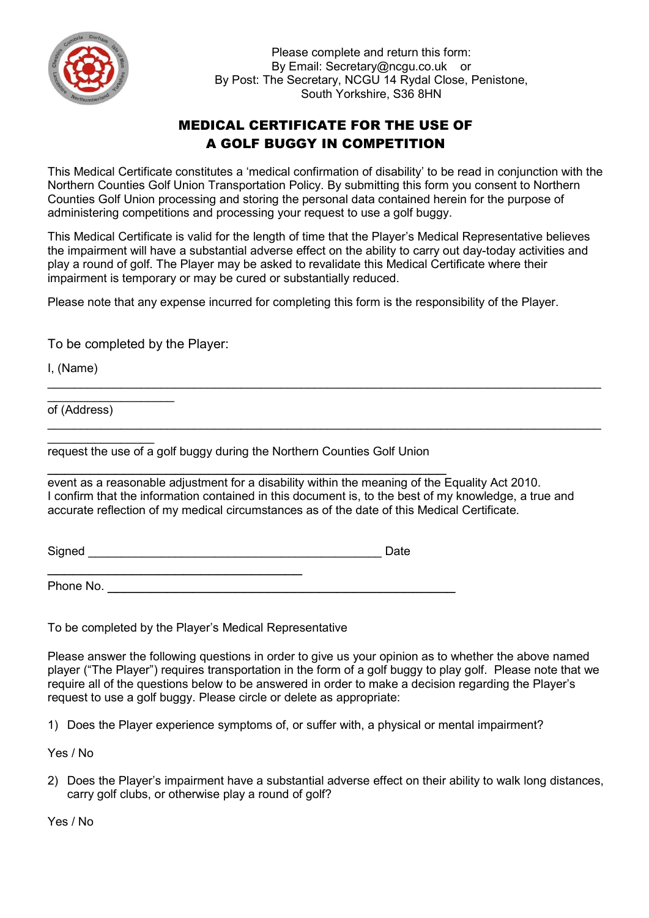Please complete and return this form:
By Email: Secretary@ncgu.co.uk or
By Post: The Secretary, NCGU 14 Rydal Close, Penistone,
South Yorkshire, S36 8HN

# MEDICAL CERTIFICATE FOR THE USE OF A GOLF BUGGY IN COMPETITION

This Medical Certificate constitutes a 'medical confirmation of disability' to be read in conjunction with the Northern Counties Golf Union Transportation Policy. By submitting this form you consent to Northern Counties Golf Union processing and storing the personal data contained herein for the purpose of administering competitions and processing your request to use a golf buggy.

This Medical Certificate is valid for the length of time that the Player's Medical Representative believes the impairment will have a substantial adverse effect on the ability to carry out day-today activities and play a round of golf. The Player may be asked to revalidate this Medical Certificate where their impairment is temporary or may be cured or substantially reduced.

Please note that any expense incurred for completing this form is the responsibility of the Player.

To be completed by the Player:

I, (Name) ______________________________________________________________________________

of (Address) ______________________________________________________________________________

request the use of a golf buggy during the Northern Counties Golf Union ____________________________________________ event as a reasonable adjustment for a disability within the meaning of the Equality Act 2010.
I confirm that the information contained in this document is, to the best of my knowledge, a true and accurate reflection of my medical circumstances as of the date of this Medical Certificate.

Signed ____________________________________________ Date ______________________________________

Phone No. ____________________________________________________

To be completed by the Player's Medical Representative

Please answer the following questions in order to give us your opinion as to whether the above named player ("The Player") requires transportation in the form of a golf buggy to play golf. Please note that we require all of the questions below to be answered in order to make a decision regarding the Player's request to use a golf buggy. Please circle or delete as appropriate:

1) Does the Player experience symptoms of, or suffer with, a physical or mental impairment?

Yes / No

2) Does the Player's impairment have a substantial adverse effect on their ability to walk long distances, carry golf clubs, or otherwise play a round of golf?

Yes / No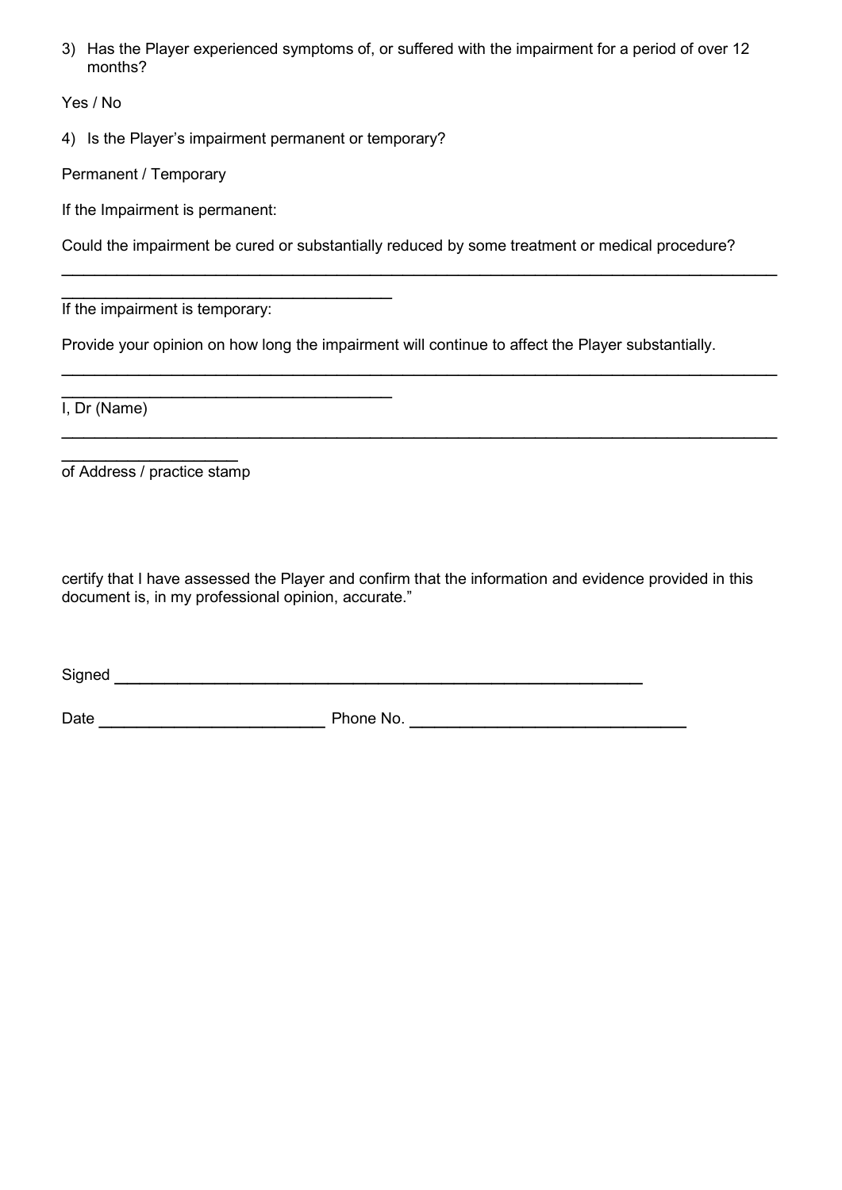3) Has the Player experienced symptoms of, or suffered with the impairment for a period of over 12 months?

Yes / No

4) Is the Player's impairment permanent or temporary?

Permanent / Temporary

If the Impairment is permanent:

Could the impairment be cured or substantially reduced by some treatment or medical procedure?

_____________________________________________________________________________________

_____________________________________

If the impairment is temporary:

Provide your opinion on how long the impairment will continue to affect the Player substantially.

_____________________________________________________________________________________

_____________________________________

I, Dr (Name)

_____________________________________________________________________________________

____________________

of Address / practice stamp

certify that I have assessed the Player and confirm that the information and evidence provided in this document is, in my professional opinion, accurate."

Signed ____________________________________________________________

Date __________________________ Phone No. _______________________________